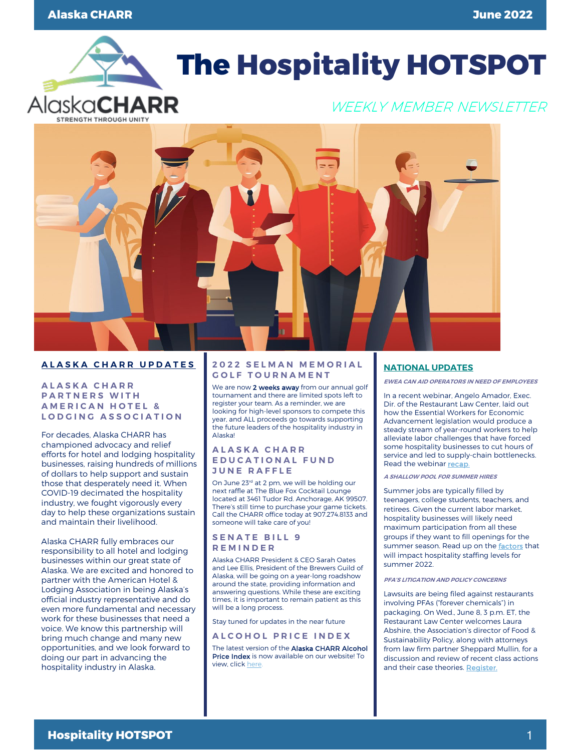# The Hospitality HOTSPOT

*WEEKLY MEMBER NEWSLETTER*

## ALASKA CHARR UPDATES

### ALASKA CHARR PARTNERS WITH AMERICAN HOTEL & LODGING ASSOCIATION

For decades, Alaska CHARR has championed advocacy and relief efforts for hotel and lodging hospitality businesses, raising hundreds of millions of dollars to help support and sustain those that desperately need it. When COVID-19 decimated the hospitality industry, we fought vigorously every day to help these organizations sustain and maintain their livelihood.

Alaska CHARR fully embraces our responsibility to all hotel and lodging businesses within our great state of Alaska. We are excited and honored to partner with the American Hotel & Lodging Association in being Alaska's official industry representative and do even more fundamental and necessary work for these businesses that need a voice. We know this partnership will bring much change and many new opportunities, and we look forward to doing our part in advancing the hospitality industry in Alaska.

### 2022 SELMAN MEMORIAL GOLF TOURNAMENT

We are now **2 weeks away** from our annual golf tournament and there are limited spots left to register your team. As a reminder, we are looking for high-level sponsors to compete this year, and ALL proceeds go towards supporting the future leaders of the hospitality industry in Alaska!

### ALASKA CHARR EDUCATIONAL FUND JUNE RAFFLE

On June 23rd at 2 pm, we will be holding our next raffle at The Blue Fox Cocktail Lounge located at 3461 Tudor Rd. Anchorage, AK 99507. There's still time to purchase your game tickets. Call the CHARR office today at 907.274.8133 and someone will take care of you!

### SENATE BILL 9 REMINDER

Alaska CHARR President & CEO Sarah Oates and Lee Ellis, President of the Brewers Guild of Alaska, will be going on a year-long roadshow around the state, providing information and answering questions. While these are exciting times, it is important to remain patient as this will be a long process.

Stay tuned for updates in the near future

### ALCOHOL PRICE INDEX

The latest version of the **Alaska CHARR Alcohol Price Index** is now available on our website! To view, click here.

## NATIONAL UPDATES

### *EWEA CAN AID OPERATORS IN NEED OF EMPLOYEES*

In a recent webinar, Angelo Amador, Exec. Dir. of the Restaurant Law Center, laid out how the Essential Workers for Economic Advancement legislation would produce a steady stream of year-round workers to help alleviate labor challenges that have forced some hospitality businesses to cut hours of service and led to supply-chain bottlenecks. Read the webinar recap.

### *A SHALLOW POOL FOR SUMMER HIRES*

Summer jobs are typically filled by teenagers, college students, teachers, and retirees. Given the current labor market, hospitality businesses will likely need maximum participation from all these groups if they want to fill openings for the summer season. Read up on the factors that will impact hospitality staffing levels for summer 2022.

### *PFA'S LITIGATION AND POLICY CONCERNS*

Lawsuits are being filed against restaurants involving PFAs ("forever chemicals") in packaging. On Wed., June 8, 3 p.m. ET, the Restaurant Law Center welcomes Laura Abshire, the Association's director of Food & Sustainability Policy, along with attorneys from law firm partner Sheppard Mullin, for a discussion and review of recent class actions and their case theories. Register.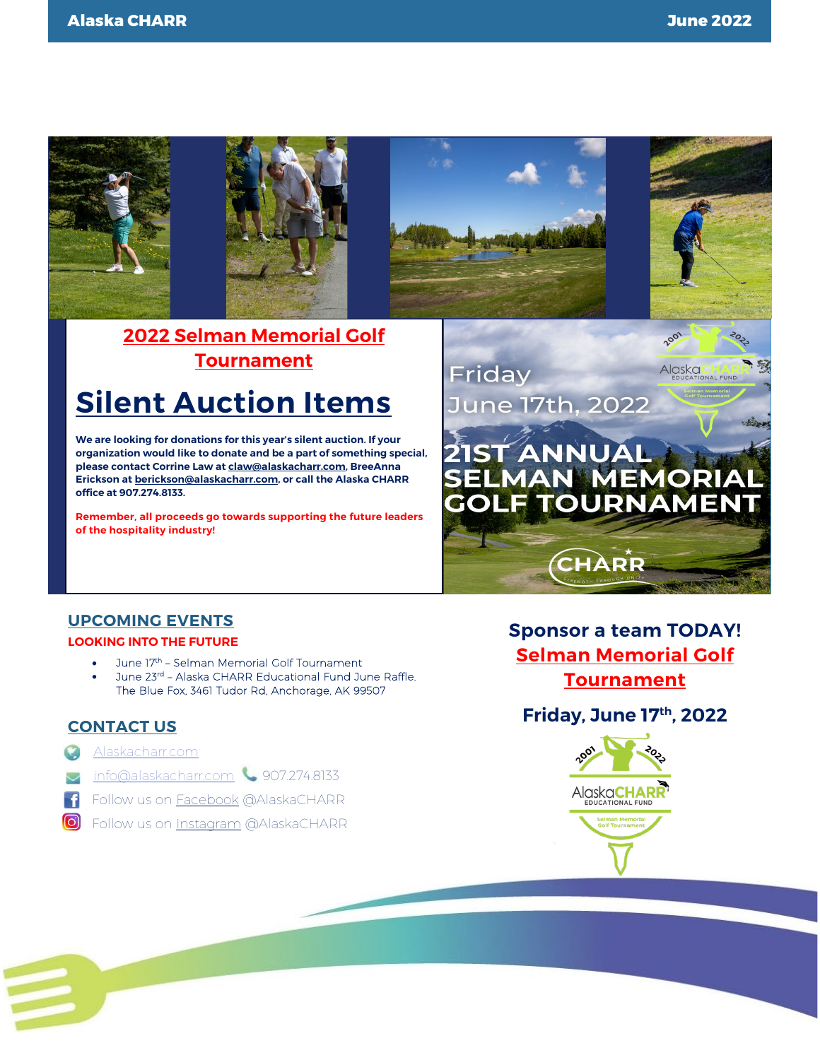## 2022 Selman Memorial Golf Tournament

# Silent Auction Items

**We are looking for donations for this year's silent auction. If your organization would like to donate and be a part of something special, please contact Corrine Law at claw@alaskacharr.com, BreeAnna Erickson at berickson@alaskacharr.com, or call the Alaska CHARR office at 907.274.8133.**

**Remember, all proceeds go towards supporting the future leaders of the hospitality industry!**

Friday
June 17th, 2022

21ST ANNUAL SELMAN MEMORIAL GOLF TOURNAMENT

## UPCOMING EVENTS

**LOOKING INTO THE FUTURE**

- June 17th – Selman Memorial Golf Tournament
- June 23rd – Alaska CHARR Educational Fund June Raffle. The Blue Fox, 3461 Tudor Rd, Anchorage, AK 99507

## CONTACT US

Alaskacharr.com

info@alaskacharr.com 907.274.8133

Follow us on Facebook @AlaskaCHARR

Follow us on Instagram @AlaskaCHARR

## Sponsor a team TODAY!

## Selman Memorial Golf Tournament

### Friday, June 17th, 2022